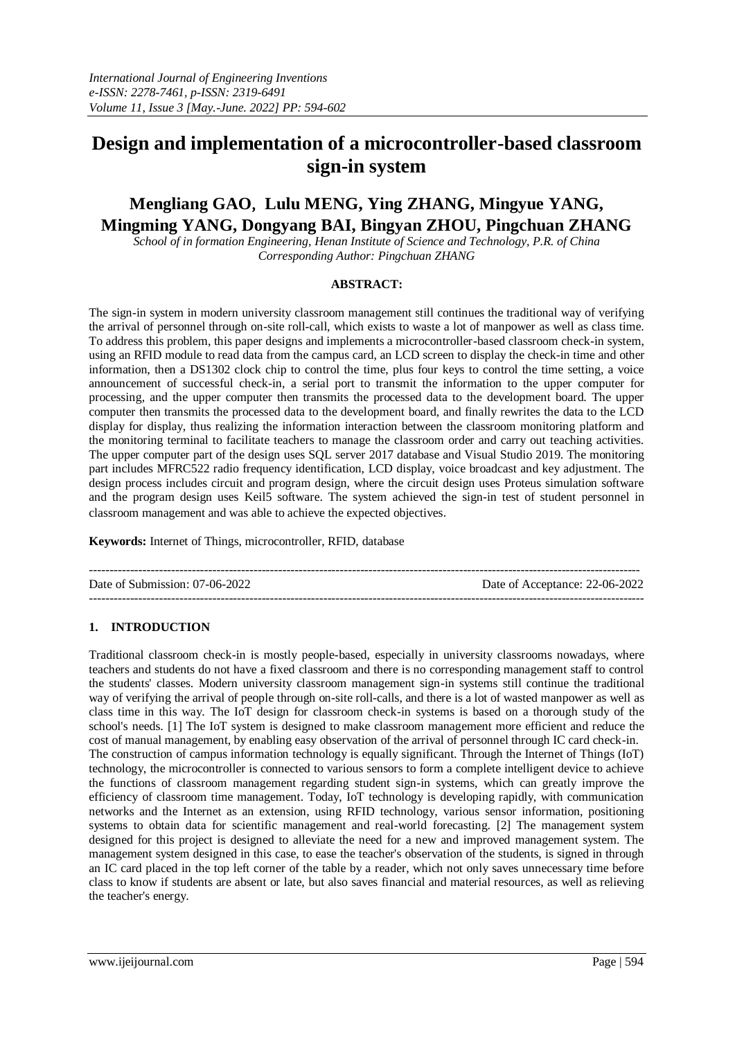# Design and implementation of a microcontroller-based classroom sign-in system

## Mengliang GAO, Lulu MENG, Ying ZHANG, Mingyue YANG, Mingming YANG, Dongyang BAI, Bingyan ZHOU, Pingchuan ZHANG

*School of in formation Engineering, Henan Institute of Science and Technology, P.R. of China*
*Corresponding Author: Pingchuan ZHANG*

**ABSTRACT:**

The sign-in system in modern university classroom management still continues the traditional way of verifying the arrival of personnel through on-site roll-call, which exists to waste a lot of manpower as well as class time. To address this problem, this paper designs and implements a microcontroller-based classroom check-in system, using an RFID module to read data from the campus card, an LCD screen to display the check-in time and other information, then a DS1302 clock chip to control the time, plus four keys to control the time setting, a voice announcement of successful check-in, a serial port to transmit the information to the upper computer for processing, and the upper computer then transmits the processed data to the development board. The upper computer then transmits the processed data to the development board, and finally rewrites the data to the LCD display for display, thus realizing the information interaction between the classroom monitoring platform and the monitoring terminal to facilitate teachers to manage the classroom order and carry out teaching activities. The upper computer part of the design uses SQL server 2017 database and Visual Studio 2019. The monitoring part includes MFRC522 radio frequency identification, LCD display, voice broadcast and key adjustment. The design process includes circuit and program design, where the circuit design uses Proteus simulation software and the program design uses Keil5 software. The system achieved the sign-in test of student personnel in classroom management and was able to achieve the expected objectives.

**Keywords:** Internet of Things, microcontroller, RFID, database

---

Date of Submission: 07-06-2022 Date of Acceptance: 22-06-2022

---

## 1. INTRODUCTION

Traditional classroom check-in is mostly people-based, especially in university classrooms nowadays, where teachers and students do not have a fixed classroom and there is no corresponding management staff to control the students' classes. Modern university classroom management sign-in systems still continue the traditional way of verifying the arrival of people through on-site roll-calls, and there is a lot of wasted manpower as well as class time in this way. The IoT design for classroom check-in systems is based on a thorough study of the school's needs. [1] The IoT system is designed to make classroom management more efficient and reduce the cost of manual management, by enabling easy observation of the arrival of personnel through IC card check-in.

The construction of campus information technology is equally significant. Through the Internet of Things (IoT) technology, the microcontroller is connected to various sensors to form a complete intelligent device to achieve the functions of classroom management regarding student sign-in systems, which can greatly improve the efficiency of classroom time management. Today, IoT technology is developing rapidly, with communication networks and the Internet as an extension, using RFID technology, various sensor information, positioning systems to obtain data for scientific management and real-world forecasting. [2] The management system designed for this project is designed to alleviate the need for a new and improved management system. The management system designed in this case, to ease the teacher's observation of the students, is signed in through an IC card placed in the top left corner of the table by a reader, which not only saves unnecessary time before class to know if students are absent or late, but also saves financial and material resources, as well as relieving the teacher's energy.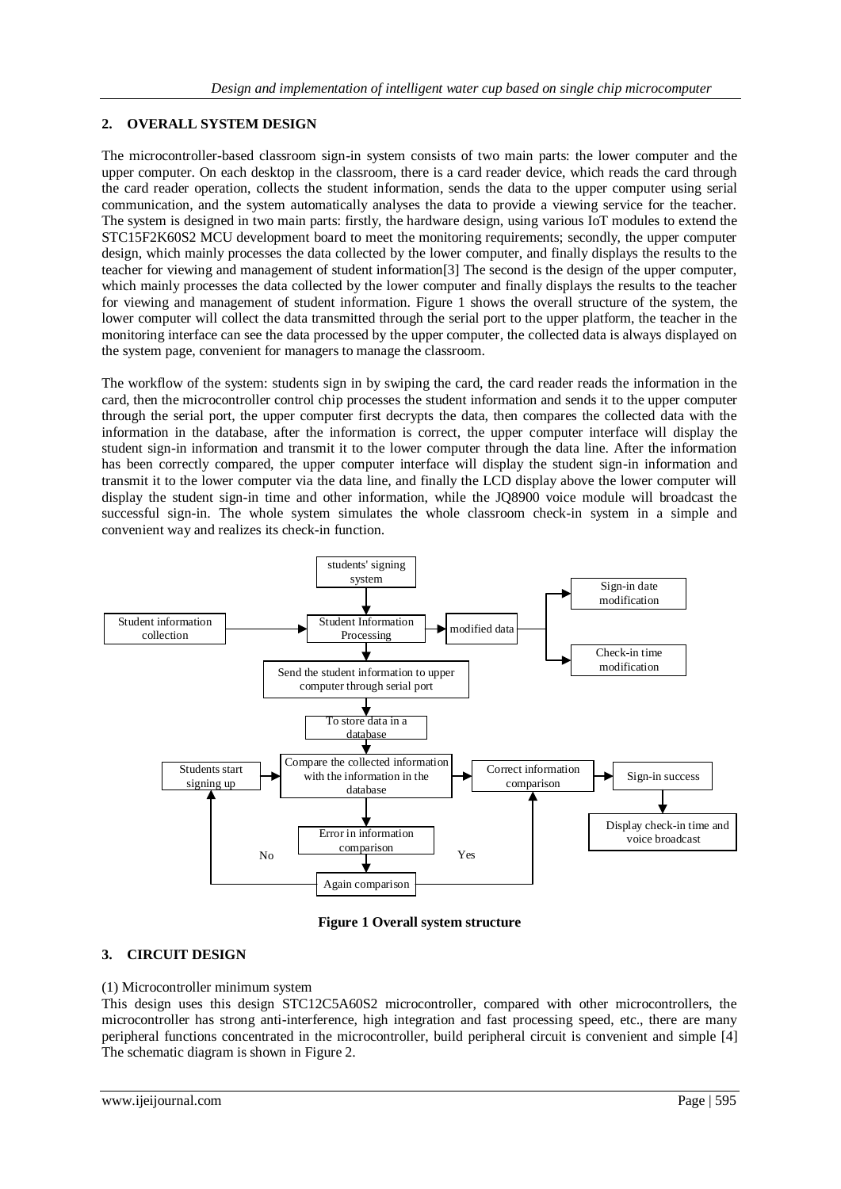## 2. OVERALL SYSTEM DESIGN

The microcontroller-based classroom sign-in system consists of two main parts: the lower computer and the upper computer. On each desktop in the classroom, there is a card reader device, which reads the card through the card reader operation, collects the student information, sends the data to the upper computer using serial communication, and the system automatically analyses the data to provide a viewing service for the teacher. The system is designed in two main parts: firstly, the hardware design, using various IoT modules to extend the STC15F2K60S2 MCU development board to meet the monitoring requirements; secondly, the upper computer design, which mainly processes the data collected by the lower computer, and finally displays the results to the teacher for viewing and management of student information[3] The second is the design of the upper computer, which mainly processes the data collected by the lower computer and finally displays the results to the teacher for viewing and management of student information. Figure 1 shows the overall structure of the system, the lower computer will collect the data transmitted through the serial port to the upper platform, the teacher in the monitoring interface can see the data processed by the upper computer, the collected data is always displayed on the system page, convenient for managers to manage the classroom.

The workflow of the system: students sign in by swiping the card, the card reader reads the information in the card, then the microcontroller control chip processes the student information and sends it to the upper computer through the serial port, the upper computer first decrypts the data, then compares the collected data with the information in the database, after the information is correct, the upper computer interface will display the student sign-in information and transmit it to the lower computer through the data line. After the information has been correctly compared, the upper computer interface will display the student sign-in information and transmit it to the lower computer via the data line, and finally the LCD display above the lower computer will display the student sign-in time and other information, while the JQ8900 voice module will broadcast the successful sign-in. The whole system simulates the whole classroom check-in system in a simple and convenient way and realizes its check-in function.

students' signing system → Student Information Processing; Student information collection → Student Information Processing → modified data → Sign-in date modification / Check-in time modification

Student Information Processing → Send the student information to upper computer through serial port → To store data in a database → Compare the collected information with the information in the database

Students start signing up → Compare the collected information with the information in the database → Correct information comparison → Sign-in success → Display check-in time and voice broadcast

Compare the collected information with the information in the database → Error in information comparison → Again comparison → No: Students start signing up; Yes: Correct information comparison

**Figure 1 Overall system structure**

## 3. CIRCUIT DESIGN

(1) Microcontroller minimum system

This design uses this design STC12C5A60S2 microcontroller, compared with other microcontrollers, the microcontroller has strong anti-interference, high integration and fast processing speed, etc., there are many peripheral functions concentrated in the microcontroller, build peripheral circuit is convenient and simple [4] The schematic diagram is shown in Figure 2.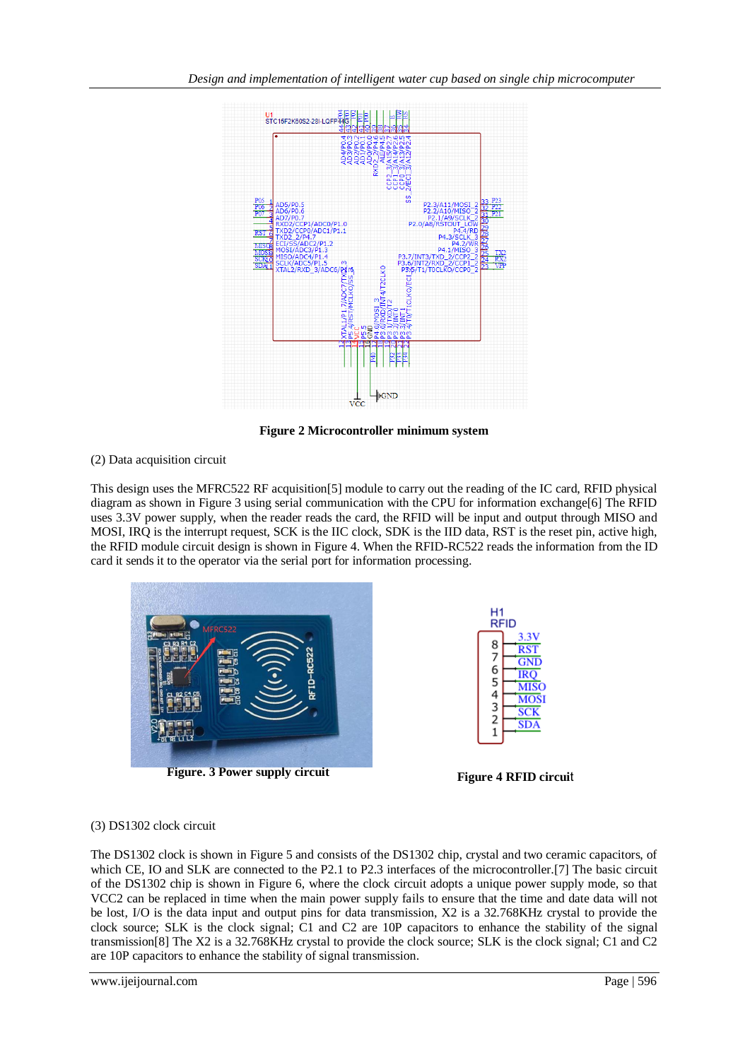Figure 2 Microcontroller minimum system

(2) Data acquisition circuit

This design uses the MFRC522 RF acquisition[5] module to carry out the reading of the IC card, RFID physical diagram as shown in Figure 3 using serial communication with the CPU for information exchange[6] The RFID uses 3.3V power supply, when the reader reads the card, the RFID will be input and output through MISO and MOSI, IRQ is the interrupt request, SCK is the IIC clock, SDK is the IID data, RST is the reset pin, active high, the RFID module circuit design is shown in Figure 4. When the RFID-RC522 reads the information from the ID card it sends it to the operator via the serial port for information processing.

**Figure. 3 Power supply circuit**

**Figure 4 RFID circuit**

(3) DS1302 clock circuit

The DS1302 clock is shown in Figure 5 and consists of the DS1302 chip, crystal and two ceramic capacitors, of which CE, IO and SLK are connected to the P2.1 to P2.3 interfaces of the microcontroller.[7] The basic circuit of the DS1302 chip is shown in Figure 6, where the clock circuit adopts a unique power supply mode, so that VCC2 can be replaced in time when the main power supply fails to ensure that the time and date data will not be lost, I/O is the data input and output pins for data transmission, X2 is a 32.768KHz crystal to provide the clock source; SLK is the clock signal; C1 and C2 are 10P capacitors to enhance the stability of the signal transmission[8] The X2 is a 32.768KHz crystal to provide the clock source; SLK is the clock signal; C1 and C2 are 10P capacitors to enhance the stability of signal transmission.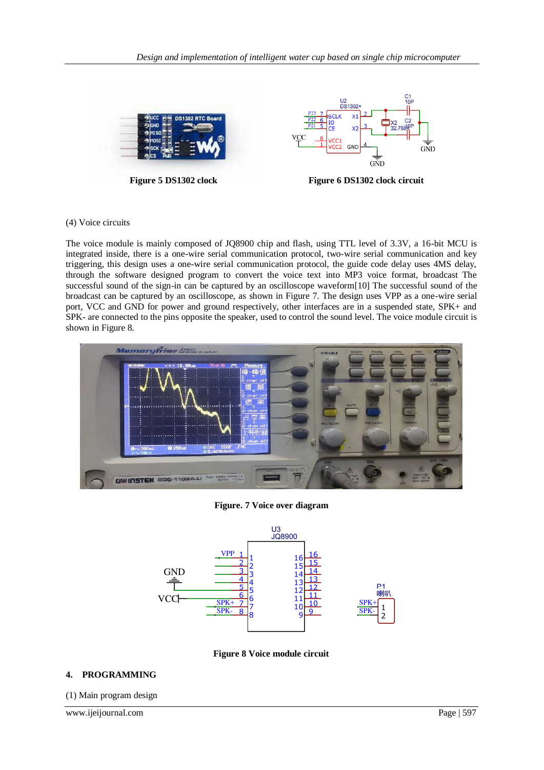Figure 5 DS1302 clock

Figure 6 DS1302 clock circuit

(4) Voice circuits

The voice module is mainly composed of JQ8900 chip and flash, using TTL level of 3.3V, a 16-bit MCU is integrated inside, there is a one-wire serial communication protocol, two-wire serial communication and key triggering, this design uses a one-wire serial communication protocol, the guide code delay uses 4MS delay, through the software designed program to convert the voice text into MP3 voice format, broadcast The successful sound of the sign-in can be captured by an oscilloscope waveform[10] The successful sound of the broadcast can be captured by an oscilloscope, as shown in Figure 7. The design uses VPP as a one-wire serial port, VCC and GND for power and ground respectively, other interfaces are in a suspended state, SPK+ and SPK- are connected to the pins opposite the speaker, used to control the sound level. The voice module circuit is shown in Figure 8.

**Figure. 7 Voice over diagram**

**Figure 8 Voice module circuit**

## 4. PROGRAMMING

(1) Main program design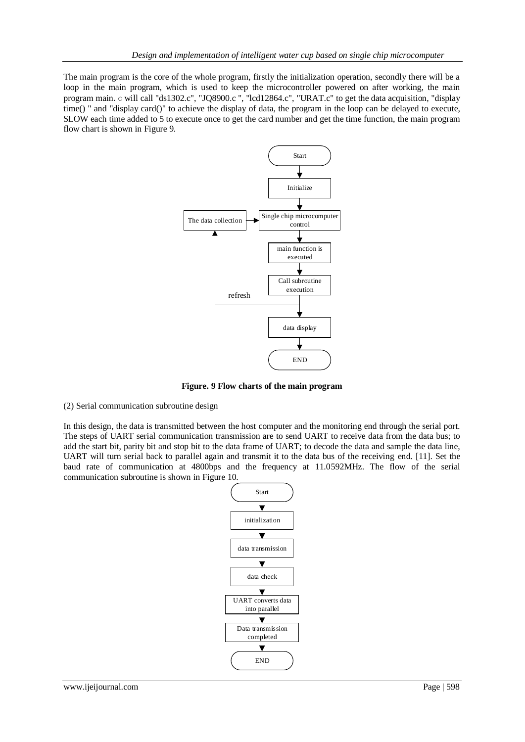The main program is the core of the whole program, firstly the initialization operation, secondly there will be a loop in the main program, which is used to keep the microcontroller powered on after working, the main program main. c will call "ds1302.c", "JQ8900.c ", "lcd12864.c", "URAT.c" to get the data acquisition, "display time() " and "display card()" to achieve the display of data, the program in the loop can be delayed to execute, SLOW each time added to 5 to execute once to get the card number and get the time function, the main program flow chart is shown in Figure 9.

**Figure. 9 Flow charts of the main program**

(2) Serial communication subroutine design

In this design, the data is transmitted between the host computer and the monitoring end through the serial port. The steps of UART serial communication transmission are to send UART to receive data from the data bus; to add the start bit, parity bit and stop bit to the data frame of UART; to decode the data and sample the data line, UART will turn serial back to parallel again and transmit it to the data bus of the receiving end. [11]. Set the baud rate of communication at 4800bps and the frequency at 11.0592MHz. The flow of the serial communication subroutine is shown in Figure 10.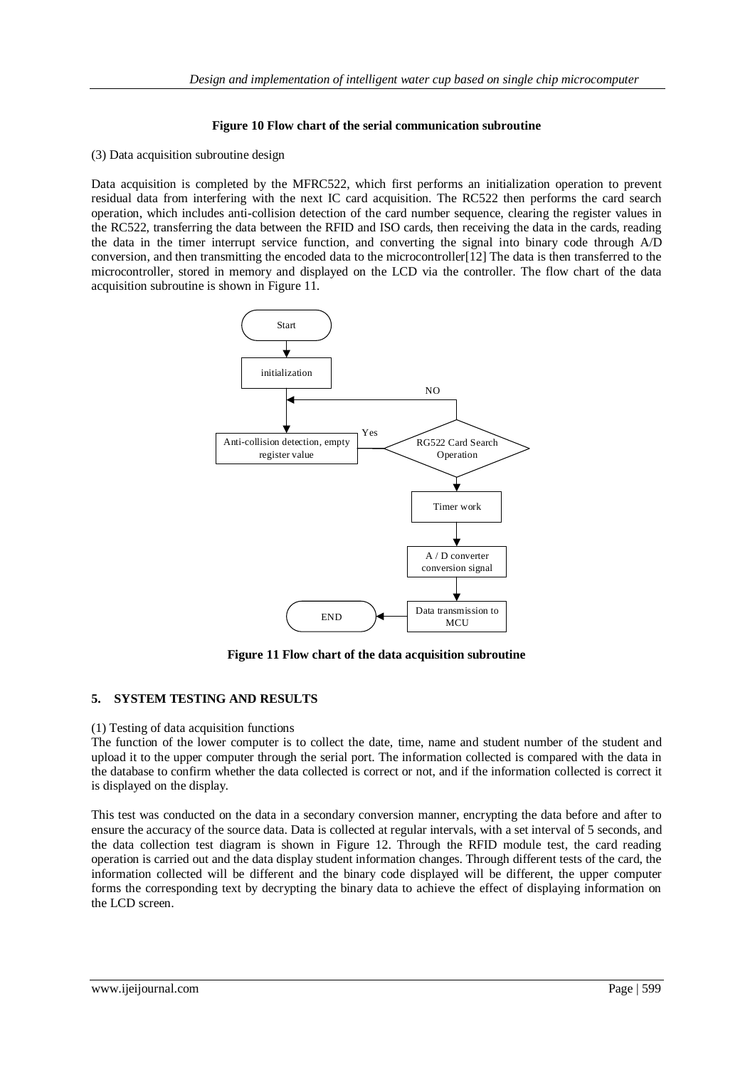**Figure 10 Flow chart of the serial communication subroutine**

(3) Data acquisition subroutine design

Data acquisition is completed by the MFRC522, which first performs an initialization operation to prevent residual data from interfering with the next IC card acquisition. The RC522 then performs the card search operation, which includes anti-collision detection of the card number sequence, clearing the register values in the RC522, transferring the data between the RFID and ISO cards, then receiving the data in the cards, reading the data in the timer interrupt service function, and converting the signal into binary code through A/D conversion, and then transmitting the encoded data to the microcontroller[12] The data is then transferred to the microcontroller, stored in memory and displayed on the LCD via the controller. The flow chart of the data acquisition subroutine is shown in Figure 11.

**Figure 11 Flow chart of the data acquisition subroutine**

## 5. SYSTEM TESTING AND RESULTS

(1) Testing of data acquisition functions

The function of the lower computer is to collect the date, time, name and student number of the student and upload it to the upper computer through the serial port. The information collected is compared with the data in the database to confirm whether the data collected is correct or not, and if the information collected is correct it is displayed on the display.

This test was conducted on the data in a secondary conversion manner, encrypting the data before and after to ensure the accuracy of the source data. Data is collected at regular intervals, with a set interval of 5 seconds, and the data collection test diagram is shown in Figure 12. Through the RFID module test, the card reading operation is carried out and the data display student information changes. Through different tests of the card, the information collected will be different and the binary code displayed will be different, the upper computer forms the corresponding text by decrypting the binary data to achieve the effect of displaying information on the LCD screen.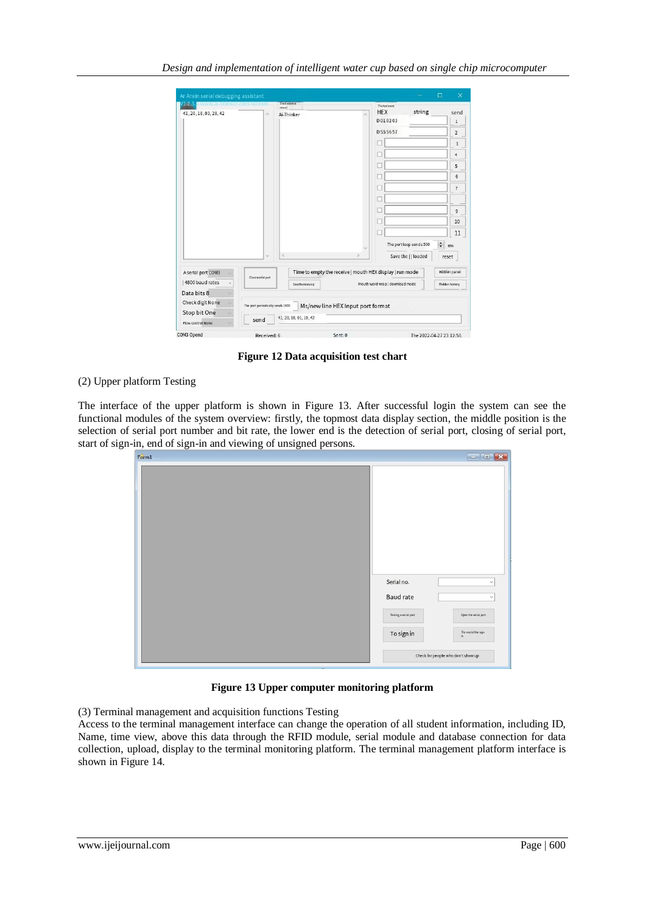**Figure 12 Data acquisition test chart**

(2) Upper platform Testing

The interface of the upper platform is shown in Figure 13. After successful login the system can see the functional modules of the system overview: firstly, the topmost data display section, the middle position is the selection of serial port number and bit rate, the lower end is the detection of serial port, closing of serial port, start of sign-in, end of sign-in and viewing of unsigned persons.

**Figure 13 Upper computer monitoring platform**

(3) Terminal management and acquisition functions Testing

Access to the terminal management interface can change the operation of all student information, including ID, Name, time view, above this data through the RFID module, serial module and database connection for data collection, upload, display to the terminal monitoring platform. The terminal management platform interface is shown in Figure 14.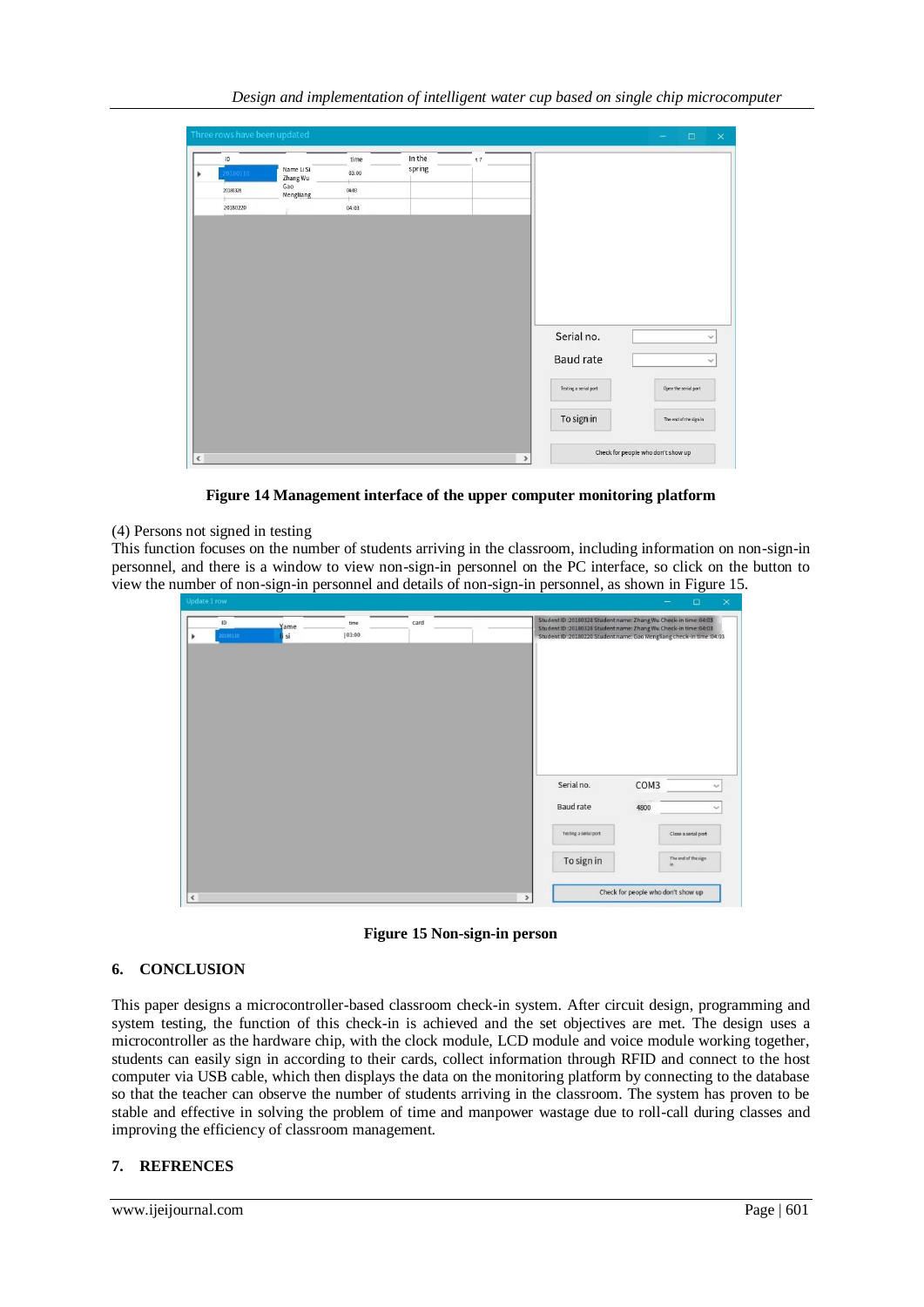Figure 14 Management interface of the upper computer monitoring platform

(4) Persons not signed in testing

This function focuses on the number of students arriving in the classroom, including information on non-sign-in personnel, and there is a window to view non-sign-in personnel on the PC interface, so click on the button to view the number of non-sign-in personnel and details of non-sign-in personnel, as shown in Figure 15.

Figure 15 Non-sign-in person

## 6. CONCLUSION

This paper designs a microcontroller-based classroom check-in system. After circuit design, programming and system testing, the function of this check-in is achieved and the set objectives are met. The design uses a microcontroller as the hardware chip, with the clock module, LCD module and voice module working together, students can easily sign in according to their cards, collect information through RFID and connect to the host computer via USB cable, which then displays the data on the monitoring platform by connecting to the database so that the teacher can observe the number of students arriving in the classroom. The system has proven to be stable and effective in solving the problem of time and manpower wastage due to roll-call during classes and improving the efficiency of classroom management.

## 7. REFRENCES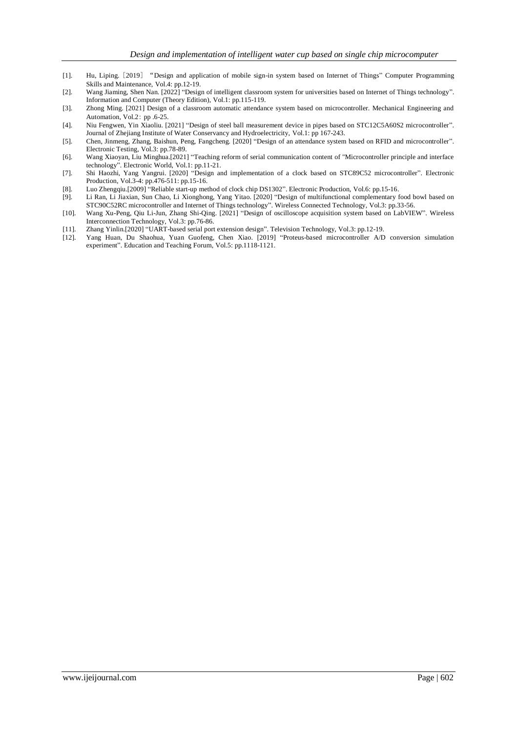[1]. Hu, Liping.［2019］“Design and application of mobile sign-in system based on Internet of Things” Computer Programming Skills and Maintenance, Vol.4: pp.12-19.

[2]. Wang Jiaming, Shen Nan. [2022] “Design of intelligent classroom system for universities based on Internet of Things technology”. Information and Computer (Theory Edition), Vol.1: pp.115-119.

[3]. Zhong Ming. [2021] Design of a classroom automatic attendance system based on microcontroller. Mechanical Engineering and Automation, Vol.2：pp .6-25.

[4]. Niu Fengwen, Yin Xiaoliu. [2021] “Design of steel ball measurement device in pipes based on STC12C5A60S2 microcontroller”. Journal of Zhejiang Institute of Water Conservancy and Hydroelectricity, Vol.1: pp 167-243.

[5]. Chen, Jinmeng, Zhang, Baishun, Peng, Fangcheng. [2020] “Design of an attendance system based on RFID and microcontroller”. Electronic Testing, Vol.3: pp.78-89.

[6]. Wang Xiaoyan, Liu Minghua.[2021] “Teaching reform of serial communication content of "Microcontroller principle and interface technology”. Electronic World, Vol.1: pp.11-21.

[7]. Shi Haozhi, Yang Yangrui. [2020] “Design and implementation of a clock based on STC89C52 microcontroller”. Electronic Production, Vol.3-4: pp.476-511: pp.15-16.

[8]. Luo Zhengqiu.[2009] “Reliable start-up method of clock chip DS1302”. Electronic Production, Vol.6: pp.15-16.

[9]. Li Ran, Li Jiaxian, Sun Chao, Li Xionghong, Yang Yitao. [2020] “Design of multifunctional complementary food bowl based on STC90C52RC microcontroller and Internet of Things technology”. Wireless Connected Technology, Vol.3: pp.33-56.

[10]. Wang Xu-Peng, Qiu Li-Jun, Zhang Shi-Qing. [2021] “Design of oscilloscope acquisition system based on LabVIEW”. Wireless Interconnection Technology, Vol.3: pp.76-86.

[11]. Zhang Yinlin.[2020] “UART-based serial port extension design”. Television Technology, Vol.3: pp.12-19.

[12]. Yang Huan, Du Shaohua, Yuan Guofeng, Chen Xiao. [2019] “Proteus-based microcontroller A/D conversion simulation experiment”. Education and Teaching Forum, Vol.5: pp.1118-1121.